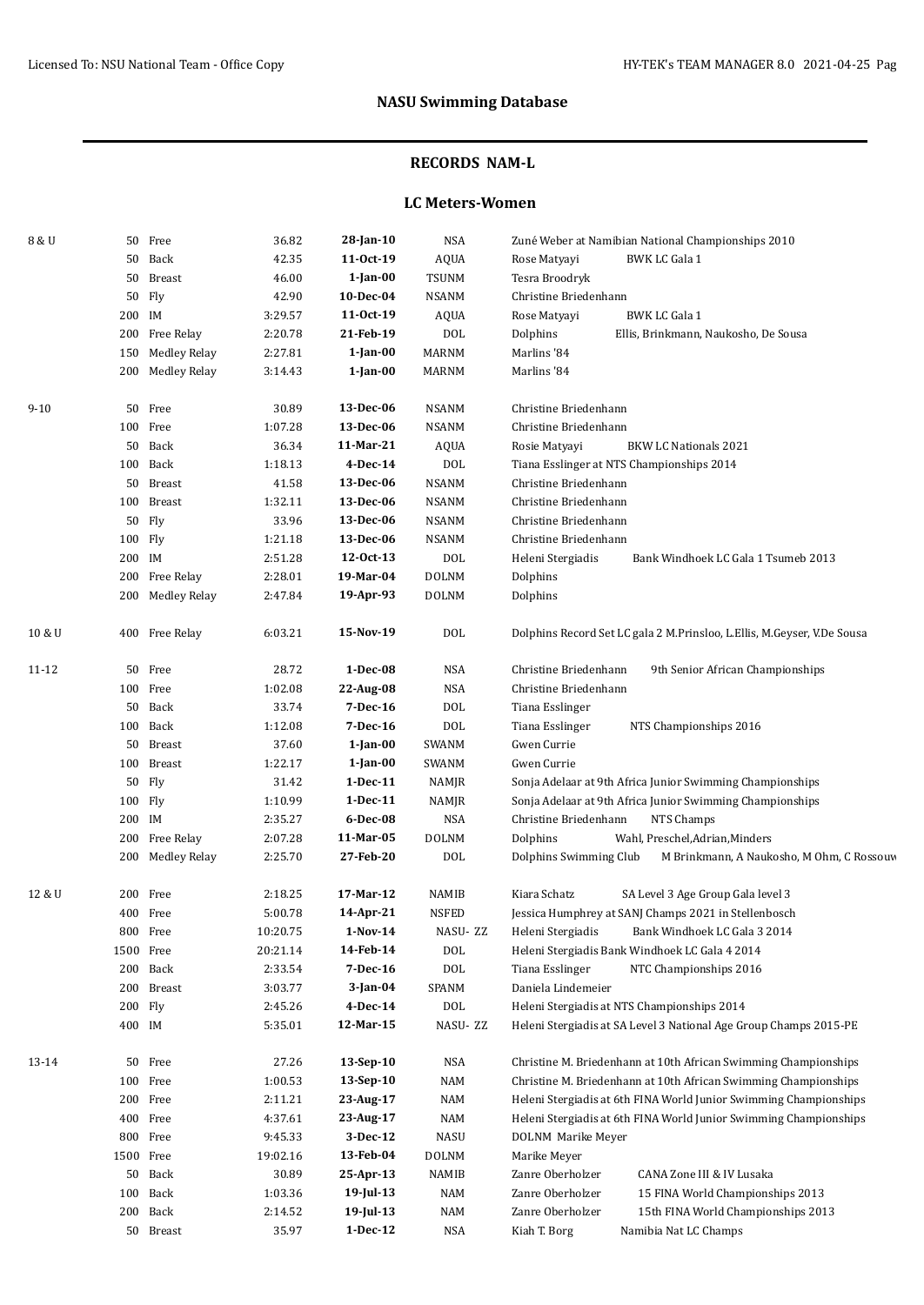## NASU Swimming Database

### RECORDS NAM-L

### LC Meters-Women

| Age | Dist | Event | Time | Date | Team | Swimmer / Meet |
|---|---|---|---|---|---|---|
| 8 & U | 50 | Free | 36.82 | **28-Jan-10** | NSA | Zuné Weber at Namibian National Championships 2010 |
| | 50 | Back | 42.35 | **11-Oct-19** | AQUA | Rose Matyayi BWK LC Gala 1 |
| | 50 | Breast | 46.00 | **1-Jan-00** | TSUNM | Tesra Broodryk |
| | 50 | Fly | 42.90 | **10-Dec-04** | NSANM | Christine Briedenhann |
| | 200 | IM | 3:29.57 | **11-Oct-19** | AQUA | Rose Matyayi BWK LC Gala 1 |
| | 200 | Free Relay | 2:20.78 | **21-Feb-19** | DOL | Dolphins Ellis, Brinkmann, Naukosho, De Sousa |
| | 150 | Medley Relay | 2:27.81 | **1-Jan-00** | MARNM | Marlins '84 |
| | 200 | Medley Relay | 3:14.43 | **1-Jan-00** | MARNM | Marlins '84 |
| 9-10 | 50 | Free | 30.89 | **13-Dec-06** | NSANM | Christine Briedenhann |
| | 100 | Free | 1:07.28 | **13-Dec-06** | NSANM | Christine Briedenhann |
| | 50 | Back | 36.34 | **11-Mar-21** | AQUA | Rosie Matyayi BKW LC Nationals 2021 |
| | 100 | Back | 1:18.13 | **4-Dec-14** | DOL | Tiana Esslinger at NTS Championships 2014 |
| | 50 | Breast | 41.58 | **13-Dec-06** | NSANM | Christine Briedenhann |
| | 100 | Breast | 1:32.11 | **13-Dec-06** | NSANM | Christine Briedenhann |
| | 50 | Fly | 33.96 | **13-Dec-06** | NSANM | Christine Briedenhann |
| | 100 | Fly | 1:21.18 | **13-Dec-06** | NSANM | Christine Briedenhann |
| | 200 | IM | 2:51.28 | **12-Oct-13** | DOL | Heleni Stergiadis Bank Windhoek LC Gala 1 Tsumeb 2013 |
| | 200 | Free Relay | 2:28.01 | **19-Mar-04** | DOLNM | Dolphins |
| | 200 | Medley Relay | 2:47.84 | **19-Apr-93** | DOLNM | Dolphins |
| 10 & U | 400 | Free Relay | 6:03.21 | **15-Nov-19** | DOL | Dolphins Record Set LC gala 2 M.Prinsloo, L.Ellis, M.Geyser, V.De Sousa |
| 11-12 | 50 | Free | 28.72 | **1-Dec-08** | NSA | Christine Briedenhann 9th Senior African Championships |
| | 100 | Free | 1:02.08 | **22-Aug-08** | NSA | Christine Briedenhann |
| | 50 | Back | 33.74 | **7-Dec-16** | DOL | Tiana Esslinger |
| | 100 | Back | 1:12.08 | **7-Dec-16** | DOL | Tiana Esslinger NTS Championships 2016 |
| | 50 | Breast | 37.60 | **1-Jan-00** | SWANM | Gwen Currie |
| | 100 | Breast | 1:22.17 | **1-Jan-00** | SWANM | Gwen Currie |
| | 50 | Fly | 31.42 | **1-Dec-11** | NAMJR | Sonja Adelaar at 9th Africa Junior Swimming Championships |
| | 100 | Fly | 1:10.99 | **1-Dec-11** | NAMJR | Sonja Adelaar at 9th Africa Junior Swimming Championships |
| | 200 | IM | 2:35.27 | **6-Dec-08** | NSA | Christine Briedenhann NTS Champs |
| | 200 | Free Relay | 2:07.28 | **11-Mar-05** | DOLNM | Dolphins Wahl, Preschel,Adrian,Minders |
| | 200 | Medley Relay | 2:25.70 | **27-Feb-20** | DOL | Dolphins Swimming Club M Brinkmann, A Naukosho, M Ohm, C Rossouw |
| 12 & U | 200 | Free | 2:18.25 | **17-Mar-12** | NAMIB | Kiara Schatz SA Level 3 Age Group Gala level 3 |
| | 400 | Free | 5:00.78 | **14-Apr-21** | NSFED | Jessica Humphrey at SANJ Champs 2021 in Stellenbosch |
| | 800 | Free | 10:20.75 | **1-Nov-14** | NASU- ZZ | Heleni Stergiadis Bank Windhoek LC Gala 3 2014 |
| | 1500 | Free | 20:21.14 | **14-Feb-14** | DOL | Heleni Stergiadis Bank Windhoek LC Gala 4 2014 |
| | 200 | Back | 2:33.54 | **7-Dec-16** | DOL | Tiana Esslinger NTC Championships 2016 |
| | 200 | Breast | 3:03.77 | **3-Jan-04** | SPANM | Daniela Lindemeier |
| | 200 | Fly | 2:45.26 | **4-Dec-14** | DOL | Heleni Stergiadis at NTS Championships 2014 |
| | 400 | IM | 5:35.01 | **12-Mar-15** | NASU- ZZ | Heleni Stergiadis at SA Level 3 National Age Group Champs 2015-PE |
| 13-14 | 50 | Free | 27.26 | **13-Sep-10** | NSA | Christine M. Briedenhann at 10th African Swimming Championships |
| | 100 | Free | 1:00.53 | **13-Sep-10** | NAM | Christine M. Briedenhann at 10th African Swimming Championships |
| | 200 | Free | 2:11.21 | **23-Aug-17** | NAM | Heleni Stergiadis at 6th FINA World Junior Swimming Championships |
| | 400 | Free | 4:37.61 | **23-Aug-17** | NAM | Heleni Stergiadis at 6th FINA World Junior Swimming Championships |
| | 800 | Free | 9:45.33 | **3-Dec-12** | NASU | DOLNM Marike Meyer |
| | 1500 | Free | 19:02.16 | **13-Feb-04** | DOLNM | Marike Meyer |
| | 50 | Back | 30.89 | **25-Apr-13** | NAMIB | Zanre Oberholzer CANA Zone III & IV Lusaka |
| | 100 | Back | 1:03.36 | **19-Jul-13** | NAM | Zanre Oberholzer 15 FINA World Championships 2013 |
| | 200 | Back | 2:14.52 | **19-Jul-13** | NAM | Zanre Oberholzer 15th FINA World Championships 2013 |
| | 50 | Breast | 35.97 | **1-Dec-12** | NSA | Kiah T. Borg Namibia Nat LC Champs |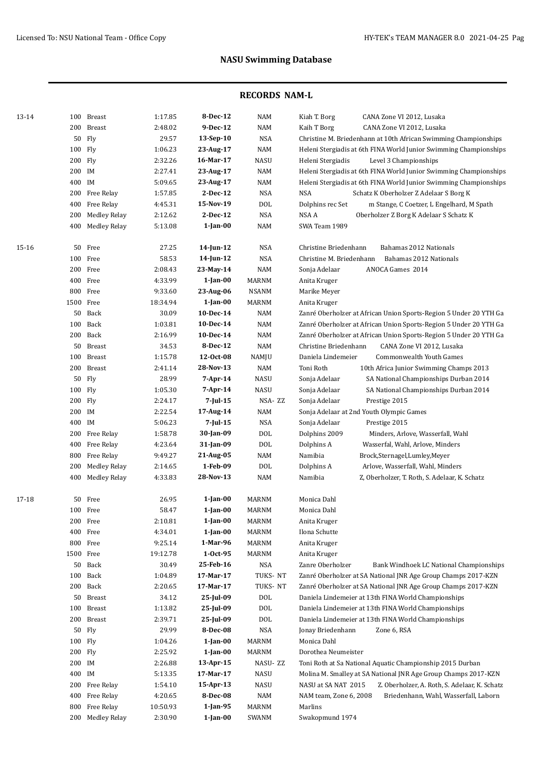# NASU Swimming Database

## RECORDS NAM-L

| Age | Dist | Event | Time | Date | Club | Details |
|---|---|---|---|---|---|---|
| 13-14 | 100 | Breast | 1:17.85 | **8-Dec-12** | NAM | Kiah T. Borg CANA Zone VI 2012, Lusaka |
| | 200 | Breast | 2:48.02 | **9-Dec-12** | NAM | Kaih T Borg CANA Zone VI 2012, Lusaka |
| | 50 | Fly | 29.57 | **13-Sep-10** | NSA | Christine M. Briedenhann at 10th African Swimming Championships |
| | 100 | Fly | 1:06.23 | **23-Aug-17** | NAM | Heleni Stergiadis at 6th FINA World Junior Swimming Championships |
| | 200 | Fly | 2:32.26 | **16-Mar-17** | NASU | Heleni Stergiadis Level 3 Championships |
| | 200 | IM | 2:27.41 | **23-Aug-17** | NAM | Heleni Stergiadis at 6th FINA World Junior Swimming Championships |
| | 400 | IM | 5:09.65 | **23-Aug-17** | NAM | Heleni Stergiadis at 6th FINA World Junior Swimming Championships |
| | 200 | Free Relay | 1:57.85 | **2-Dec-12** | NSA | NSA Schatz K Oberholzer Z Adelaar S Borg K |
| | 400 | Free Relay | 4:45.31 | **15-Nov-19** | DOL | Dolphins rec Set m Stange, C Coetzer, L Engelhard, M Spath |
| | 200 | Medley Relay | 2:12.62 | **2-Dec-12** | NSA | NSA A Oberholzer Z Borg K Adelaar S Schatz K |
| | 400 | Medley Relay | 5:13.08 | **1-Jan-00** | NAM | SWA Team 1989 |
| 15-16 | 50 | Free | 27.25 | **14-Jun-12** | NSA | Christine Briedenhann Bahamas 2012 Nationals |
| | 100 | Free | 58.53 | **14-Jun-12** | NSA | Christine M. Briedenhann Bahamas 2012 Nationals |
| | 200 | Free | 2:08.43 | **23-May-14** | NAM | Sonja Adelaar ANOCA Games 2014 |
| | 400 | Free | 4:33.99 | **1-Jan-00** | MARNM | Anita Kruger |
| | 800 | Free | 9:33.60 | **23-Aug-06** | NSANM | Marike Meyer |
| | 1500 | Free | 18:34.94 | **1-Jan-00** | MARNM | Anita Kruger |
| | 50 | Back | 30.09 | **10-Dec-14** | NAM | Zanré Oberholzer at African Union Sports-Region 5 Under 20 YTH Ga |
| | 100 | Back | 1:03.81 | **10-Dec-14** | NAM | Zanré Oberholzer at African Union Sports-Region 5 Under 20 YTH Ga |
| | 200 | Back | 2:16.99 | **10-Dec-14** | NAM | Zanré Oberholzer at African Union Sports-Region 5 Under 20 YTH Ga |
| | 50 | Breast | 34.53 | **8-Dec-12** | NAM | Christine Briedenhann CANA Zone VI 2012, Lusaka |
| | 100 | Breast | 1:15.78 | **12-Oct-08** | NAMJU | Daniela Lindemeier Commonwealth Youth Games |
| | 200 | Breast | 2:41.14 | **28-Nov-13** | NAM | Toni Roth 10th Africa Junior Swimming Champs 2013 |
| | 50 | Fly | 28.99 | **7-Apr-14** | NASU | Sonja Adelaar SA National Championships Durban 2014 |
| | 100 | Fly | 1:05.30 | **7-Apr-14** | NASU | Sonja Adelaar SA National Championships Durban 2014 |
| | 200 | Fly | 2:24.17 | **7-Jul-15** | NSA- ZZ | Sonja Adelaar Prestige 2015 |
| | 200 | IM | 2:22.54 | **17-Aug-14** | NAM | Sonja Adelaar at 2nd Youth Olympic Games |
| | 400 | IM | 5:06.23 | **7-Jul-15** | NSA | Sonja Adelaar Prestige 2015 |
| | 200 | Free Relay | 1:58.78 | **30-Jan-09** | DOL | Dolphins 2009 Minders, Arlove, Wasserfall, Wahl |
| | 400 | Free Relay | 4:23.64 | **31-Jan-09** | DOL | Dolphins A Wasserfal, Wahl, Arlove, Minders |
| | 800 | Free Relay | 9:49.27 | **21-Aug-05** | NAM | Namibia Brock,Sternagel,Lumley,Meyer |
| | 200 | Medley Relay | 2:14.65 | **1-Feb-09** | DOL | Dolphins A Arlove, Wasserfall, Wahl, Minders |
| | 400 | Medley Relay | 4:33.83 | **28-Nov-13** | NAM | Namibia Z, Oberholzer, T. Roth, S. Adelaar, K. Schatz |
| 17-18 | 50 | Free | 26.95 | **1-Jan-00** | MARNM | Monica Dahl |
| | 100 | Free | 58.47 | **1-Jan-00** | MARNM | Monica Dahl |
| | 200 | Free | 2:10.81 | **1-Jan-00** | MARNM | Anita Kruger |
| | 400 | Free | 4:34.01 | **1-Jan-00** | MARNM | Ilona Schutte |
| | 800 | Free | 9:25.14 | **1-Mar-96** | MARNM | Anita Kruger |
| | 1500 | Free | 19:12.78 | **1-Oct-95** | MARNM | Anita Kruger |
| | 50 | Back | 30.49 | **25-Feb-16** | NSA | Zanre Oberholzer Bank Windhoek LC National Championships |
| | 100 | Back | 1:04.89 | **17-Mar-17** | TUKS- NT | Zanré Oberholzer at SA National JNR Age Group Champs 2017-KZN |
| | 200 | Back | 2:20.65 | **17-Mar-17** | TUKS- NT | Zanré Oberholzer at SA National JNR Age Group Champs 2017-KZN |
| | 50 | Breast | 34.12 | **25-Jul-09** | DOL | Daniela Lindemeier at 13th FINA World Championships |
| | 100 | Breast | 1:13.82 | **25-Jul-09** | DOL | Daniela Lindemeier at 13th FINA World Championships |
| | 200 | Breast | 2:39.71 | **25-Jul-09** | DOL | Daniela Lindemeier at 13th FINA World Championships |
| | 50 | Fly | 29.99 | **8-Dec-08** | NSA | Jonay Briedenhann Zone 6, RSA |
| | 100 | Fly | 1:04.26 | **1-Jan-00** | MARNM | Monica Dahl |
| | 200 | Fly | 2:25.92 | **1-Jan-00** | MARNM | Dorothea Neumeister |
| | 200 | IM | 2:26.88 | **13-Apr-15** | NASU- ZZ | Toni Roth at Sa National Aquatic Championship 2015 Durban |
| | 400 | IM | 5:13.35 | **17-Mar-17** | NASU | Molina M. Smalley at SA National JNR Age Group Champs 2017-KZN |
| | 200 | Free Relay | 1:54.10 | **15-Apr-13** | NASU | NASU at SA NAT 2015 Z. Oberholzer, A. Roth, S. Adelaar, K. Schatz |
| | 400 | Free Relay | 4:20.65 | **8-Dec-08** | NAM | NAM team, Zone 6, 2008 Briedenhann, Wahl, Wasserfall, Laborn |
| | 800 | Free Relay | 10:50.93 | **1-Jan-95** | MARNM | Marlins |
| | 200 | Medley Relay | 2:30.90 | **1-Jan-00** | SWANM | Swakopmund 1974 |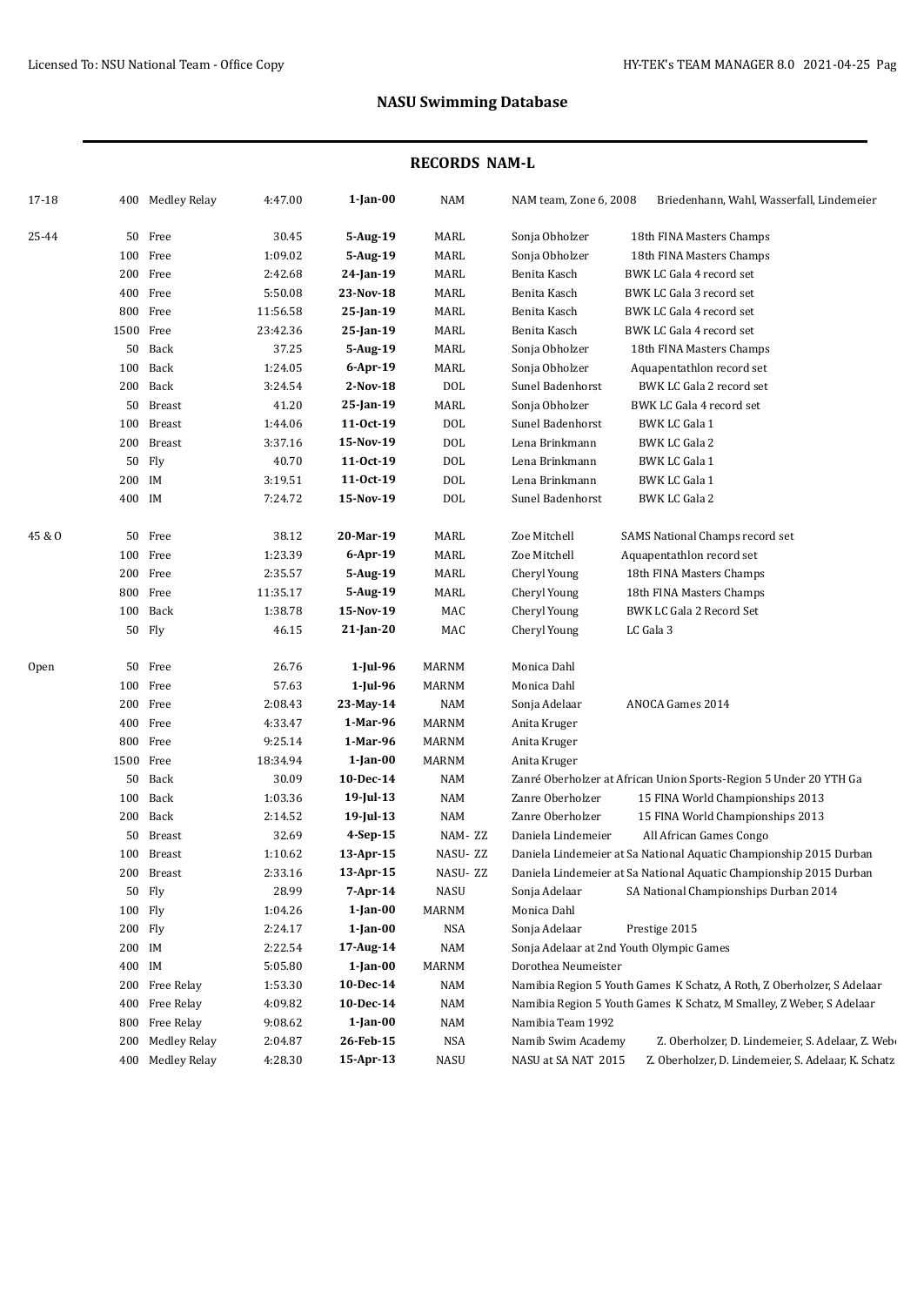## NASU Swimming Database

### RECORDS NAM-L

| Age | Dist | Event | Time | Date | Club | Name | Meet |
|---|---|---|---|---|---|---|---|
| 17-18 | 400 | Medley Relay | 4:47.00 | **1-Jan-00** | NAM | NAM team, Zone 6, 2008 | Briedenhann, Wahl, Wasserfall, Lindemeier |
| 25-44 | 50 | Free | 30.45 | **5-Aug-19** | MARL | Sonja Obholzer | 18th FINA Masters Champs |
| | 100 | Free | 1:09.02 | **5-Aug-19** | MARL | Sonja Obholzer | 18th FINA Masters Champs |
| | 200 | Free | 2:42.68 | **24-Jan-19** | MARL | Benita Kasch | BWK LC Gala 4 record set |
| | 400 | Free | 5:50.08 | **23-Nov-18** | MARL | Benita Kasch | BWK LC Gala 3 record set |
| | 800 | Free | 11:56.58 | **25-Jan-19** | MARL | Benita Kasch | BWK LC Gala 4 record set |
| | 1500 | Free | 23:42.36 | **25-Jan-19** | MARL | Benita Kasch | BWK LC Gala 4 record set |
| | 50 | Back | 37.25 | **5-Aug-19** | MARL | Sonja Obholzer | 18th FINA Masters Champs |
| | 100 | Back | 1:24.05 | **6-Apr-19** | MARL | Sonja Obholzer | Aquapentathlon record set |
| | 200 | Back | 3:24.54 | **2-Nov-18** | DOL | Sunel Badenhorst | BWK LC Gala 2 record set |
| | 50 | Breast | 41.20 | **25-Jan-19** | MARL | Sonja Obholzer | BWK LC Gala 4 record set |
| | 100 | Breast | 1:44.06 | **11-Oct-19** | DOL | Sunel Badenhorst | BWK LC Gala 1 |
| | 200 | Breast | 3:37.16 | **15-Nov-19** | DOL | Lena Brinkmann | BWK LC Gala 2 |
| | 50 | Fly | 40.70 | **11-Oct-19** | DOL | Lena Brinkmann | BWK LC Gala 1 |
| | 200 | IM | 3:19.51 | **11-Oct-19** | DOL | Lena Brinkmann | BWK LC Gala 1 |
| | 400 | IM | 7:24.72 | **15-Nov-19** | DOL | Sunel Badenhorst | BWK LC Gala 2 |
| 45 & O | 50 | Free | 38.12 | **20-Mar-19** | MARL | Zoe Mitchell | SAMS National Champs record set |
| | 100 | Free | 1:23.39 | **6-Apr-19** | MARL | Zoe Mitchell | Aquapentathlon record set |
| | 200 | Free | 2:35.57 | **5-Aug-19** | MARL | Cheryl Young | 18th FINA Masters Champs |
| | 800 | Free | 11:35.17 | **5-Aug-19** | MARL | Cheryl Young | 18th FINA Masters Champs |
| | 100 | Back | 1:38.78 | **15-Nov-19** | MAC | Cheryl Young | BWK LC Gala 2 Record Set |
| | 50 | Fly | 46.15 | **21-Jan-20** | MAC | Cheryl Young | LC Gala 3 |
| Open | 50 | Free | 26.76 | **1-Jul-96** | MARNM | Monica Dahl | |
| | 100 | Free | 57.63 | **1-Jul-96** | MARNM | Monica Dahl | |
| | 200 | Free | 2:08.43 | **23-May-14** | NAM | Sonja Adelaar | ANOCA Games 2014 |
| | 400 | Free | 4:33.47 | **1-Mar-96** | MARNM | Anita Kruger | |
| | 800 | Free | 9:25.14 | **1-Mar-96** | MARNM | Anita Kruger | |
| | 1500 | Free | 18:34.94 | **1-Jan-00** | MARNM | Anita Kruger | |
| | 50 | Back | 30.09 | **10-Dec-14** | NAM | Zanré Oberholzer at African Union Sports-Region 5 Under 20 YTH Ga | |
| | 100 | Back | 1:03.36 | **19-Jul-13** | NAM | Zanre Oberholzer | 15 FINA World Championships 2013 |
| | 200 | Back | 2:14.52 | **19-Jul-13** | NAM | Zanre Oberholzer | 15 FINA World Championships 2013 |
| | 50 | Breast | 32.69 | **4-Sep-15** | NAM- ZZ | Daniela Lindemeier | All African Games Congo |
| | 100 | Breast | 1:10.62 | **13-Apr-15** | NASU- ZZ | Daniela Lindemeier at Sa National Aquatic Championship 2015 Durban | |
| | 200 | Breast | 2:33.16 | **13-Apr-15** | NASU- ZZ | Daniela Lindemeier at Sa National Aquatic Championship 2015 Durban | |
| | 50 | Fly | 28.99 | **7-Apr-14** | NASU | Sonja Adelaar | SA National Championships Durban 2014 |
| | 100 | Fly | 1:04.26 | **1-Jan-00** | MARNM | Monica Dahl | |
| | 200 | Fly | 2:24.17 | **1-Jan-00** | NSA | Sonja Adelaar | Prestige 2015 |
| | 200 | IM | 2:22.54 | **17-Aug-14** | NAM | Sonja Adelaar at 2nd Youth Olympic Games | |
| | 400 | IM | 5:05.80 | **1-Jan-00** | MARNM | Dorothea Neumeister | |
| | 200 | Free Relay | 1:53.30 | **10-Dec-14** | NAM | Namibia Region 5 Youth Games K Schatz, A Roth, Z Oberholzer, S Adelaar | |
| | 400 | Free Relay | 4:09.82 | **10-Dec-14** | NAM | Namibia Region 5 Youth Games K Schatz, M Smalley, Z Weber, S Adelaar | |
| | 800 | Free Relay | 9:08.62 | **1-Jan-00** | NAM | Namibia Team 1992 | |
| | 200 | Medley Relay | 2:04.87 | **26-Feb-15** | NSA | Namib Swim Academy | Z. Oberholzer, D. Lindemeier, S. Adelaar, Z. Web |
| | 400 | Medley Relay | 4:28.30 | **15-Apr-13** | NASU | NASU at SA NAT 2015 | Z. Oberholzer, D. Lindemeier, S. Adelaar, K. Schatz |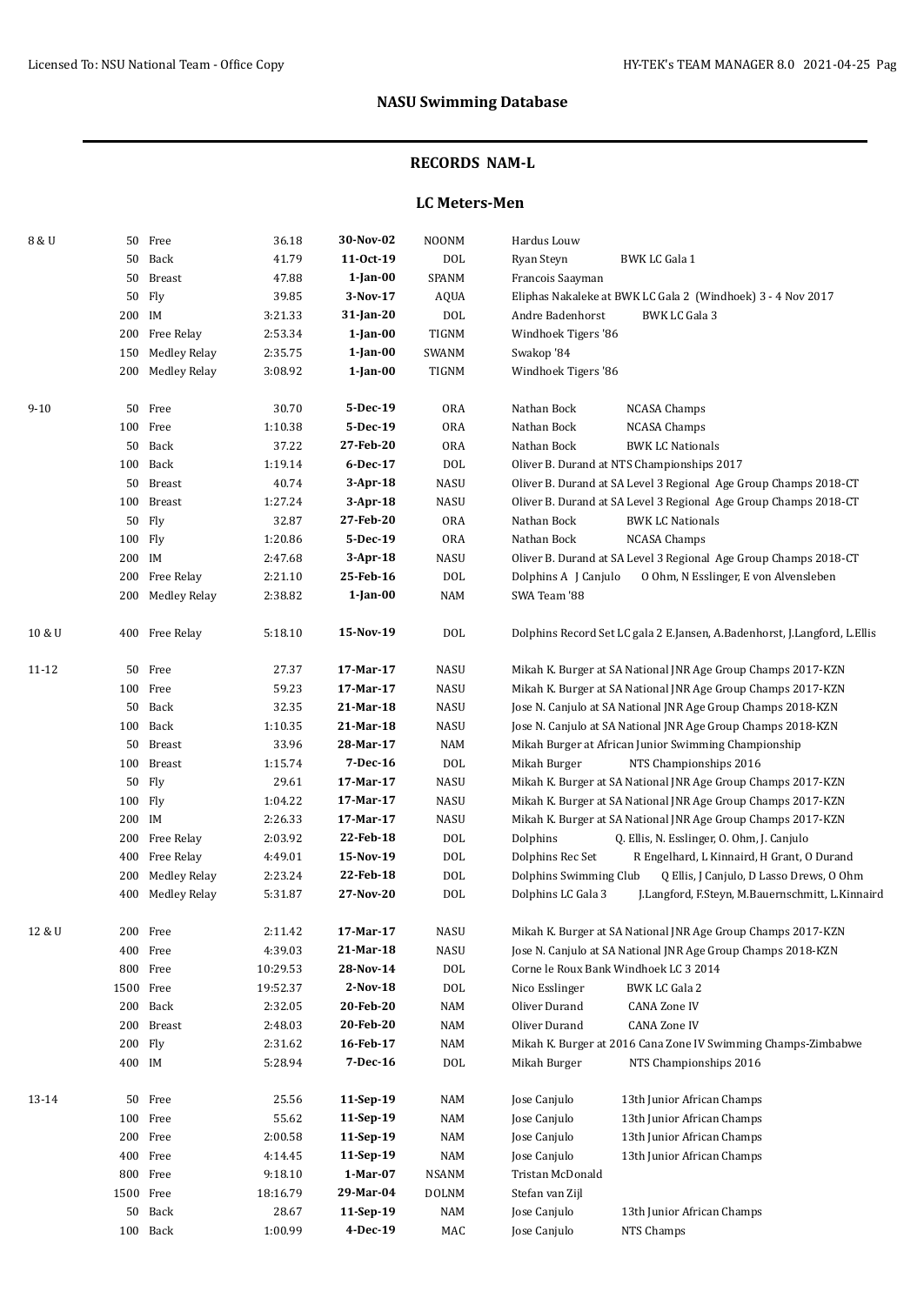## NASU Swimming Database

### RECORDS NAM-L

### LC Meters-Men

| Age | Dist | Event | Time | Date | Club | Details |
|---|---|---|---|---|---|---|
| 8 & U | 50 | Free | 36.18 | 30-Nov-02 | NOONM | Hardus Louw |
| | 50 | Back | 41.79 | 11-Oct-19 | DOL | Ryan Steyn BWK LC Gala 1 |
| | 50 | Breast | 47.88 | 1-Jan-00 | SPANM | Francois Saayman |
| | 50 | Fly | 39.85 | 3-Nov-17 | AQUA | Eliphas Nakaleke at BWK LC Gala 2 (Windhoek) 3 - 4 Nov 2017 |
| | 200 | IM | 3:21.33 | 31-Jan-20 | DOL | Andre Badenhorst BWK LC Gala 3 |
| | 200 | Free Relay | 2:53.34 | 1-Jan-00 | TIGNM | Windhoek Tigers '86 |
| | 150 | Medley Relay | 2:35.75 | 1-Jan-00 | SWANM | Swakop '84 |
| | 200 | Medley Relay | 3:08.92 | 1-Jan-00 | TIGNM | Windhoek Tigers '86 |
| 9-10 | 50 | Free | 30.70 | 5-Dec-19 | ORA | Nathan Bock NCASA Champs |
| | 100 | Free | 1:10.38 | 5-Dec-19 | ORA | Nathan Bock NCASA Champs |
| | 50 | Back | 37.22 | 27-Feb-20 | ORA | Nathan Bock BWK LC Nationals |
| | 100 | Back | 1:19.14 | 6-Dec-17 | DOL | Oliver B. Durand at NTS Championships 2017 |
| | 50 | Breast | 40.74 | 3-Apr-18 | NASU | Oliver B. Durand at SA Level 3 Regional Age Group Champs 2018-CT |
| | 100 | Breast | 1:27.24 | 3-Apr-18 | NASU | Oliver B. Durand at SA Level 3 Regional Age Group Champs 2018-CT |
| | 50 | Fly | 32.87 | 27-Feb-20 | ORA | Nathan Bock BWK LC Nationals |
| | 100 | Fly | 1:20.86 | 5-Dec-19 | ORA | Nathan Bock NCASA Champs |
| | 200 | IM | 2:47.68 | 3-Apr-18 | NASU | Oliver B. Durand at SA Level 3 Regional Age Group Champs 2018-CT |
| | 200 | Free Relay | 2:21.10 | 25-Feb-16 | DOL | Dolphins A J Canjulo O Ohm, N Esslinger, E von Alvensleben |
| | 200 | Medley Relay | 2:38.82 | 1-Jan-00 | NAM | SWA Team '88 |
| 10 & U | 400 | Free Relay | 5:18.10 | 15-Nov-19 | DOL | Dolphins Record Set LC gala 2 E.Jansen, A.Badenhorst, J.Langford, L.Ellis |
| 11-12 | 50 | Free | 27.37 | 17-Mar-17 | NASU | Mikah K. Burger at SA National JNR Age Group Champs 2017-KZN |
| | 100 | Free | 59.23 | 17-Mar-17 | NASU | Mikah K. Burger at SA National JNR Age Group Champs 2017-KZN |
| | 50 | Back | 32.35 | 21-Mar-18 | NASU | Jose N. Canjulo at SA National JNR Age Group Champs 2018-KZN |
| | 100 | Back | 1:10.35 | 21-Mar-18 | NASU | Jose N. Canjulo at SA National JNR Age Group Champs 2018-KZN |
| | 50 | Breast | 33.96 | 28-Mar-17 | NAM | Mikah Burger at African Junior Swimming Championship |
| | 100 | Breast | 1:15.74 | 7-Dec-16 | DOL | Mikah Burger NTS Championships 2016 |
| | 50 | Fly | 29.61 | 17-Mar-17 | NASU | Mikah K. Burger at SA National JNR Age Group Champs 2017-KZN |
| | 100 | Fly | 1:04.22 | 17-Mar-17 | NASU | Mikah K. Burger at SA National JNR Age Group Champs 2017-KZN |
| | 200 | IM | 2:26.33 | 17-Mar-17 | NASU | Mikah K. Burger at SA National JNR Age Group Champs 2017-KZN |
| | 200 | Free Relay | 2:03.92 | 22-Feb-18 | DOL | Dolphins Q. Ellis, N. Esslinger, O. Ohm, J. Canjulo |
| | 400 | Free Relay | 4:49.01 | 15-Nov-19 | DOL | Dolphins Rec Set R Engelhard, L Kinnaird, H Grant, O Durand |
| | 200 | Medley Relay | 2:23.24 | 22-Feb-18 | DOL | Dolphins Swimming Club Q Ellis, J Canjulo, D Lasso Drews, O Ohm |
| | 400 | Medley Relay | 5:31.87 | 27-Nov-20 | DOL | Dolphins LC Gala 3 J.Langford, F.Steyn, M.Bauernschmitt, L.Kinnaird |
| 12 & U | 200 | Free | 2:11.42 | 17-Mar-17 | NASU | Mikah K. Burger at SA National JNR Age Group Champs 2017-KZN |
| | 400 | Free | 4:39.03 | 21-Mar-18 | NASU | Jose N. Canjulo at SA National JNR Age Group Champs 2018-KZN |
| | 800 | Free | 10:29.53 | 28-Nov-14 | DOL | Corne le Roux Bank Windhoek LC 3 2014 |
| | 1500 | Free | 19:52.37 | 2-Nov-18 | DOL | Nico Esslinger BWK LC Gala 2 |
| | 200 | Back | 2:32.05 | 20-Feb-20 | NAM | Oliver Durand CANA Zone IV |
| | 200 | Breast | 2:48.03 | 20-Feb-20 | NAM | Oliver Durand CANA Zone IV |
| | 200 | Fly | 2:31.62 | 16-Feb-17 | NAM | Mikah K. Burger at 2016 Cana Zone IV Swimming Champs-Zimbabwe |
| | 400 | IM | 5:28.94 | 7-Dec-16 | DOL | Mikah Burger NTS Championships 2016 |
| 13-14 | 50 | Free | 25.56 | 11-Sep-19 | NAM | Jose Canjulo 13th Junior African Champs |
| | 100 | Free | 55.62 | 11-Sep-19 | NAM | Jose Canjulo 13th Junior African Champs |
| | 200 | Free | 2:00.58 | 11-Sep-19 | NAM | Jose Canjulo 13th Junior African Champs |
| | 400 | Free | 4:14.45 | 11-Sep-19 | NAM | Jose Canjulo 13th Junior African Champs |
| | 800 | Free | 9:18.10 | 1-Mar-07 | NSANM | Tristan McDonald |
| | 1500 | Free | 18:16.79 | 29-Mar-04 | DOLNM | Stefan van Zijl |
| | 50 | Back | 28.67 | 11-Sep-19 | NAM | Jose Canjulo 13th Junior African Champs |
| | 100 | Back | 1:00.99 | 4-Dec-19 | MAC | Jose Canjulo NTS Champs |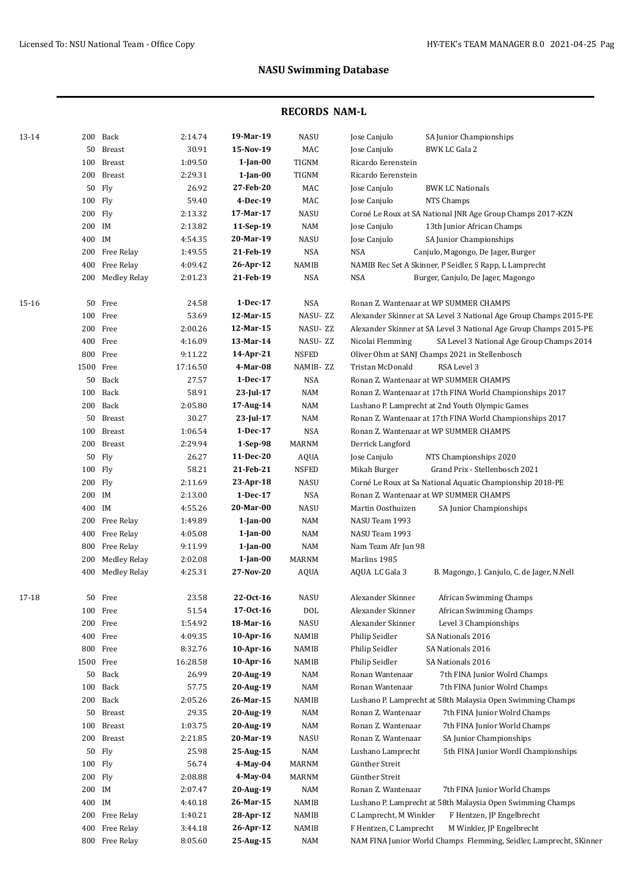## NASU Swimming Database

### RECORDS NAM-L

| Age | Dist | Event | Time | Date | Club | Name | Meet |
|---|---|---|---|---|---|---|---|
| 13-14 | 200 | Back | 2:14.74 | **19-Mar-19** | NASU | Jose Canjulo | SA Junior Championships |
| | 50 | Breast | 30.91 | **15-Nov-19** | MAC | Jose Canjulo | BWK LC Gala 2 |
| | 100 | Breast | 1:09.50 | **1-Jan-00** | TIGNM | Ricardo Eerenstein | |
| | 200 | Breast | 2:29.31 | **1-Jan-00** | TIGNM | Ricardo Eerenstein | |
| | 50 | Fly | 26.92 | **27-Feb-20** | MAC | Jose Canjulo | BWK LC Nationals |
| | 100 | Fly | 59.40 | **4-Dec-19** | MAC | Jose Canjulo | NTS Champs |
| | 200 | Fly | 2:13.32 | **17-Mar-17** | NASU | Corné Le Roux at SA National JNR Age Group Champs 2017-KZN | |
| | 200 | IM | 2:13.82 | **11-Sep-19** | NAM | Jose Canjulo | 13th Junior African Champs |
| | 400 | IM | 4:54.35 | **20-Mar-19** | NASU | Jose Canjulo | SA Junior Championships |
| | 200 | Free Relay | 1:49.55 | **21-Feb-19** | NSA | NSA | Canjulo, Magongo, De Jager, Burger |
| | 400 | Free Relay | 4:09.42 | **26-Apr-12** | NAMIB | NAMIB Rec Set A Skinner, P Seidler, S Rapp, L Lamprecht | |
| | 200 | Medley Relay | 2:01.23 | **21-Feb-19** | NSA | NSA | Burger, Canjulo, De Jager, Magongo |
| 15-16 | 50 | Free | 24.58 | **1-Dec-17** | NSA | Ronan Z. Wantenaar at WP SUMMER CHAMPS | |
| | 100 | Free | 53.69 | **12-Mar-15** | NASU- ZZ | Alexander Skinner at SA Level 3 National Age Group Champs 2015-PE | |
| | 200 | Free | 2:00.26 | **12-Mar-15** | NASU- ZZ | Alexander Skinner at SA Level 3 National Age Group Champs 2015-PE | |
| | 400 | Free | 4:16.09 | **13-Mar-14** | NASU- ZZ | Nicolai Flemming | SA Level 3 National Age Group Champs 2014 |
| | 800 | Free | 9:11.22 | **14-Apr-21** | NSFED | Oliver Ohm at SANJ Champs 2021 in Stellenbosch | |
| | 1500 | Free | 17:16.50 | **4-Mar-08** | NAMIB- ZZ | Tristan McDonald | RSA Level 3 |
| | 50 | Back | 27.57 | **1-Dec-17** | NSA | Ronan Z. Wantenaar at WP SUMMER CHAMPS | |
| | 100 | Back | 58.91 | **23-Jul-17** | NAM | Ronan Z. Wantenaar at 17th FINA World Championships 2017 | |
| | 200 | Back | 2:05.80 | **17-Aug-14** | NAM | Lushano P. Lamprecht at 2nd Youth Olympic Games | |
| | 50 | Breast | 30.27 | **23-Jul-17** | NAM | Ronan Z. Wantenaar at 17th FINA World Championships 2017 | |
| | 100 | Breast | 1:06.54 | **1-Dec-17** | NSA | Ronan Z. Wantenaar at WP SUMMER CHAMPS | |
| | 200 | Breast | 2:29.94 | **1-Sep-98** | MARNM | Derrick Langford | |
| | 50 | Fly | 26.27 | **11-Dec-20** | AQUA | Jose Canjulo | NTS Championships 2020 |
| | 100 | Fly | 58.21 | **21-Feb-21** | NSFED | Mikah Burger | Grand Prix - Stellenbosch 2021 |
| | 200 | Fly | 2:11.69 | **23-Apr-18** | NASU | Corné Le Roux at Sa National Aquatic Championship 2018-PE | |
| | 200 | IM | 2:13.00 | **1-Dec-17** | NSA | Ronan Z. Wantenaar at WP SUMMER CHAMPS | |
| | 400 | IM | 4:55.26 | **20-Mar-00** | NASU | Martin Oosthuizen | SA Junior Championships |
| | 200 | Free Relay | 1:49.89 | **1-Jan-00** | NAM | NASU Team 1993 | |
| | 400 | Free Relay | 4:05.08 | **1-Jan-00** | NAM | NASU Team 1993 | |
| | 800 | Free Relay | 9:11.99 | **1-Jan-00** | NAM | Nam Team Afr Jun 98 | |
| | 200 | Medley Relay | 2:02.08 | **1-Jan-00** | MARNM | Marlins 1985 | |
| | 400 | Medley Relay | 4:25.31 | **27-Nov-20** | AQUA | AQUA LC Gala 3 | B. Magongo, J. Canjulo, C. de Jager, N.Nell |
| 17-18 | 50 | Free | 23.58 | **22-Oct-16** | NASU | Alexander Skinner | African Swimming Champs |
| | 100 | Free | 51.54 | **17-Oct-16** | DOL | Alexander Skinner | African Swimming Champs |
| | 200 | Free | 1:54.92 | **18-Mar-16** | NASU | Alexander Skinner | Level 3 Championships |
| | 400 | Free | 4:09.35 | **10-Apr-16** | NAMIB | Philip Seidler | SA Nationals 2016 |
| | 800 | Free | 8:32.76 | **10-Apr-16** | NAMIB | Philip Seidler | SA Nationals 2016 |
| | 1500 | Free | 16:28.58 | **10-Apr-16** | NAMIB | Philip Seidler | SA Nationals 2016 |
| | 50 | Back | 26.99 | **20-Aug-19** | NAM | Ronan Wantenaar | 7th FINA Junior Wolrd Champs |
| | 100 | Back | 57.75 | **20-Aug-19** | NAM | Ronan Wantenaar | 7th FINA Junior World Champs |
| | 200 | Back | 2:05.26 | **26-Mar-15** | NAMIB | Lushano P. Lamprecht at 58th Malaysia Open Swimming Champs | |
| | 50 | Breast | 29.35 | **20-Aug-19** | NAM | Ronan Z. Wantenaar | 7th FINA Junior Wolrd Champs |
| | 100 | Breast | 1:03.75 | **20-Aug-19** | NAM | Ronan Z. Wantenaar | 7th FINA Junior World Champs |
| | 200 | Breast | 2:21.85 | **20-Mar-19** | NASU | Ronan Z. Wantenaar | SA Junior Championships |
| | 50 | Fly | 25.98 | **25-Aug-15** | NAM | Lushano Lamprecht | 5th FINA Junior Wordl Championships |
| | 100 | Fly | 56.74 | **4-May-04** | MARNM | Günther Streit | |
| | 200 | Fly | 2:08.88 | **4-May-04** | MARNM | Günther Streit | |
| | 200 | IM | 2:07.47 | **20-Aug-19** | NAM | Ronan Z. Wantenaar | 7th FINA Junior World Champs |
| | 400 | IM | 4:40.18 | **26-Mar-15** | NAMIB | Lushano P. Lamprecht at 58th Malaysia Open Swimming Champs | |
| | 200 | Free Relay | 1:40.21 | **28-Apr-12** | NAMIB | C Lamprecht, M Winkler | F Hentzen, JP Engelbrecht |
| | 400 | Free Relay | 3:44.18 | **26-Apr-12** | NAMIB | F Hentzen, C Lamprecht | M Winkler, JP Engelbrecht |
| | 800 | Free Relay | 8:05.60 | **25-Aug-15** | NAM | NAM FINA Junior World Champs Flemming, Seidler, Lamprecht, SKinner | |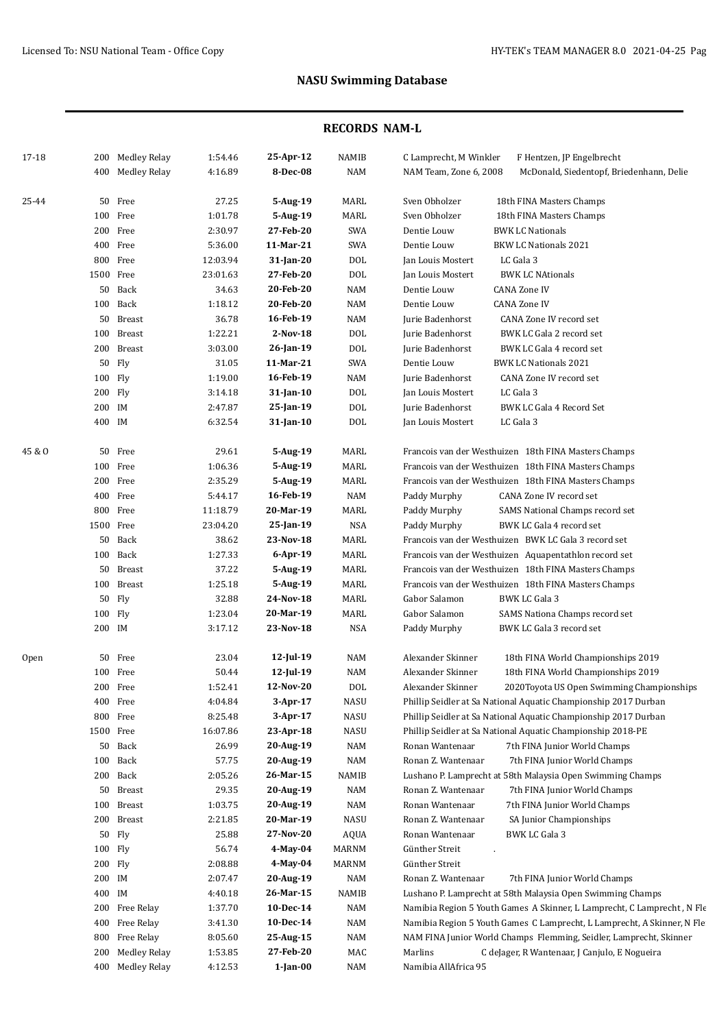## NASU Swimming Database

### RECORDS NAM-L

| Age Group | Event | | Time | Date | Team | Name | Meet / Notes |
|---|---|---|---|---|---|---|---|
| 17-18 | 200 | Medley Relay | 1:54.46 | 25-Apr-12 | NAMIB | C Lamprecht, M Winkler | F Hentzen, JP Engelbrecht |
| | 400 | Medley Relay | 4:16.89 | 8-Dec-08 | NAM | NAM Team, Zone 6, 2008 | McDonald, Siedentopf, Briedenhann, Delie |
| 25-44 | 50 | Free | 27.25 | 5-Aug-19 | MARL | Sven Obholzer | 18th FINA Masters Champs |
| | 100 | Free | 1:01.78 | 5-Aug-19 | MARL | Sven Obholzer | 18th FINA Masters Champs |
| | 200 | Free | 2:30.97 | 27-Feb-20 | SWA | Dentie Louw | BWK LC Nationals |
| | 400 | Free | 5:36.00 | 11-Mar-21 | SWA | Dentie Louw | BKW LC Nationals 2021 |
| | 800 | Free | 12:03.94 | 31-Jan-20 | DOL | Jan Louis Mostert | LC Gala 3 |
| | 1500 | Free | 23:01.63 | 27-Feb-20 | DOL | Jan Louis Mostert | BWK LC NAtionals |
| | 50 | Back | 34.63 | 20-Feb-20 | NAM | Dentie Louw | CANA Zone IV |
| | 100 | Back | 1:18.12 | 20-Feb-20 | NAM | Dentie Louw | CANA Zone IV |
| | 50 | Breast | 36.78 | 16-Feb-19 | NAM | Jurie Badenhorst | CANA Zone IV record set |
| | 100 | Breast | 1:22.21 | 2-Nov-18 | DOL | Jurie Badenhorst | BWK LC Gala 2 record set |
| | 200 | Breast | 3:03.00 | 26-Jan-19 | DOL | Jurie Badenhorst | BWK LC Gala 4 record set |
| | 50 | Fly | 31.05 | 11-Mar-21 | SWA | Dentie Louw | BWK LC Nationals 2021 |
| | 100 | Fly | 1:19.00 | 16-Feb-19 | NAM | Jurie Badenhorst | CANA Zone IV record set |
| | 200 | Fly | 3:14.18 | 31-Jan-10 | DOL | Jan Louis Mostert | LC Gala 3 |
| | 200 | IM | 2:47.87 | 25-Jan-19 | DOL | Jurie Badenhorst | BWK LC Gala 4 Record Set |
| | 400 | IM | 6:32.54 | 31-Jan-10 | DOL | Jan Louis Mostert | LC Gala 3 |
| 45 & O | 50 | Free | 29.61 | 5-Aug-19 | MARL | Francois van der Westhuizen | 18th FINA Masters Champs |
| | 100 | Free | 1:06.36 | 5-Aug-19 | MARL | Francois van der Westhuizen | 18th FINA Masters Champs |
| | 200 | Free | 2:35.29 | 5-Aug-19 | MARL | Francois van der Westhuizen | 18th FINA Masters Champs |
| | 400 | Free | 5:44.17 | 16-Feb-19 | NAM | Paddy Murphy | CANA Zone IV record set |
| | 800 | Free | 11:18.79 | 20-Mar-19 | MARL | Paddy Murphy | SAMS National Champs record set |
| | 1500 | Free | 23:04.20 | 25-Jan-19 | NSA | Paddy Murphy | BWK LC Gala 4 record set |
| | 50 | Back | 38.62 | 23-Nov-18 | MARL | Francois van der Westhuizen | BWK LC Gala 3 record set |
| | 100 | Back | 1:27.33 | 6-Apr-19 | MARL | Francois van der Westhuizen | Aquapentathlon record set |
| | 50 | Breast | 37.22 | 5-Aug-19 | MARL | Francois van der Westhuizen | 18th FINA Masters Champs |
| | 100 | Breast | 1:25.18 | 5-Aug-19 | MARL | Francois van der Westhuizen | 18th FINA Masters Champs |
| | 50 | Fly | 32.88 | 24-Nov-18 | MARL | Gabor Salamon | BWK LC Gala 3 |
| | 100 | Fly | 1:23.04 | 20-Mar-19 | MARL | Gabor Salamon | SAMS Nationa Champs record set |
| | 200 | IM | 3:17.12 | 23-Nov-18 | NSA | Paddy Murphy | BWK LC Gala 3 record set |
| Open | 50 | Free | 23.04 | 12-Jul-19 | NAM | Alexander Skinner | 18th FINA World Championships 2019 |
| | 100 | Free | 50.44 | 12-Jul-19 | NAM | Alexander Skinner | 18th FINA World Championships 2019 |
| | 200 | Free | 1:52.41 | 12-Nov-20 | DOL | Alexander Skinner | 2020Toyota US Open Swimming Championships |
| | 400 | Free | 4:04.84 | 3-Apr-17 | NASU | Phillip Seidler at Sa National Aquatic Championship 2017 Durban | |
| | 800 | Free | 8:25.48 | 3-Apr-17 | NASU | Phillip Seidler at Sa National Aquatic Championship 2017 Durban | |
| | 1500 | Free | 16:07.86 | 23-Apr-18 | NASU | Phillip Seidler at Sa National Aquatic Championship 2018-PE | |
| | 50 | Back | 26.99 | 20-Aug-19 | NAM | Ronan Wantenaar | 7th FINA Junior World Champs |
| | 100 | Back | 57.75 | 20-Aug-19 | NAM | Ronan Z. Wantenaar | 7th FINA Junior World Champs |
| | 200 | Back | 2:05.26 | 26-Mar-15 | NAMIB | Lushano P. Lamprecht at 58th Malaysia Open Swimming Champs | |
| | 50 | Breast | 29.35 | 20-Aug-19 | NAM | Ronan Z. Wantenaar | 7th FINA Junior World Champs |
| | 100 | Breast | 1:03.75 | 20-Aug-19 | NAM | Ronan Wantenaar | 7th FINA Junior World Champs |
| | 200 | Breast | 2:21.85 | 20-Mar-19 | NASU | Ronan Z. Wantenaar | SA Junior Championships |
| | 50 | Fly | 25.88 | 27-Nov-20 | AQUA | Ronan Wantenaar | BWK LC Gala 3 |
| | 100 | Fly | 56.74 | 4-May-04 | MARNM | Günther Streit | . |
| | 200 | Fly | 2:08.88 | 4-May-04 | MARNM | Günther Streit | |
| | 200 | IM | 2:07.47 | 20-Aug-19 | NAM | Ronan Z. Wantenaar | 7th FINA Junior World Champs |
| | 400 | IM | 4:40.18 | 26-Mar-15 | NAMIB | Lushano P. Lamprecht at 58th Malaysia Open Swimming Champs | |
| | 200 | Free Relay | 1:37.70 | 10-Dec-14 | NAM | Namibia Region 5 Youth Games A Skinner, L Lamprecht, C Lamprecht , N Fle | |
| | 400 | Free Relay | 3:41.30 | 10-Dec-14 | NAM | Namibia Region 5 Youth Games C Lamprecht, L Lamprecht, A Skinner, N Fle | |
| | 800 | Free Relay | 8:05.60 | 25-Aug-15 | NAM | NAM FINA Junior World Champs Flemming, Seidler, Lamprecht, Skinner | |
| | 200 | Medley Relay | 1:53.85 | 27-Feb-20 | MAC | Marlins | C deJager, R Wantenaar, J Canjulo, E Nogueira |
| | 400 | Medley Relay | 4:12.53 | 1-Jan-00 | NAM | Namibia AllAfrica 95 | |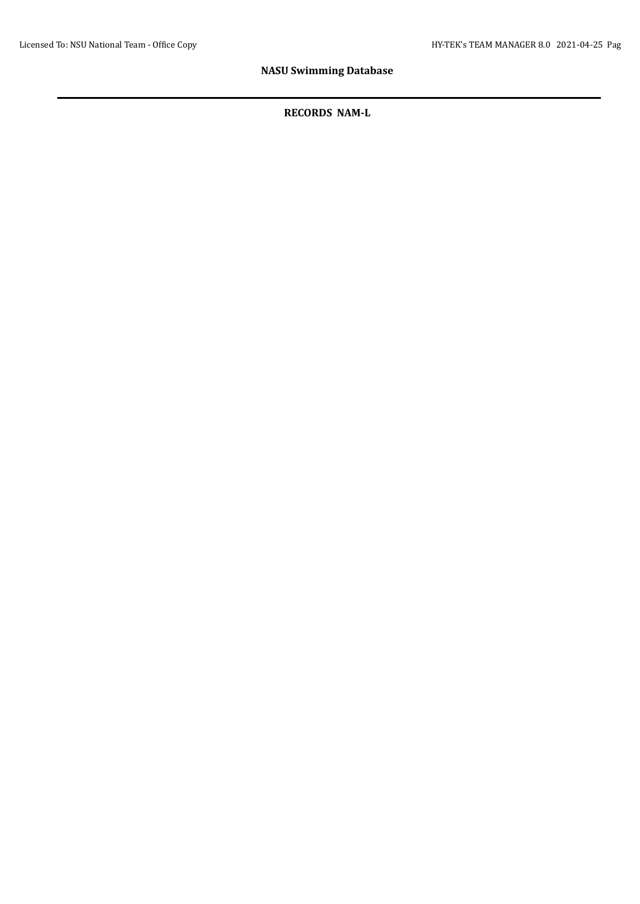**NASU Swimming Database**

---

**RECORDS NAM-L**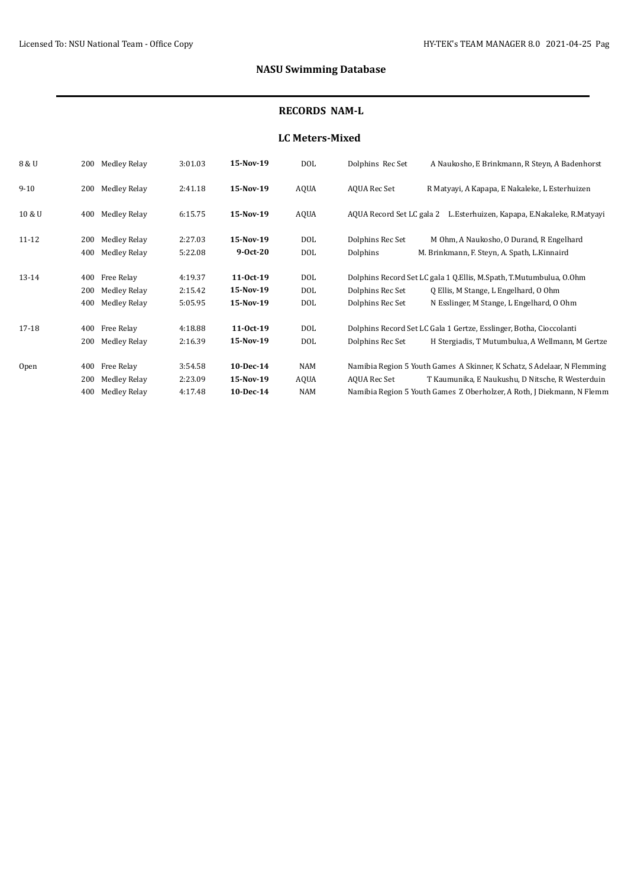## NASU Swimming Database

### RECORDS NAM-L

### LC Meters-Mixed

| | | | | | | | |
|---|---|---|---|---|---|---|---|
| 8 & U | 200 | Medley Relay | 3:01.03 | **15-Nov-19** | DOL | Dolphins Rec Set | A Naukosho, E Brinkmann, R Steyn, A Badenhorst |
| 9-10 | 200 | Medley Relay | 2:41.18 | **15-Nov-19** | AQUA | AQUA Rec Set | R Matyayi, A Kapapa, E Nakaleke, L Esterhuizen |
| 10 & U | 400 | Medley Relay | 6:15.75 | **15-Nov-19** | AQUA | AQUA Record Set LC gala 2 | L.Esterhuizen, Kapapa, E.Nakaleke, R.Matyayi |
| 11-12 | 200 | Medley Relay | 2:27.03 | **15-Nov-19** | DOL | Dolphins Rec Set | M Ohm, A Naukosho, O Durand, R Engelhard |
| | 400 | Medley Relay | 5:22.08 | **9-Oct-20** | DOL | Dolphins | M. Brinkmann, F. Steyn, A. Spath, L.Kinnaird |
| 13-14 | 400 | Free Relay | 4:19.37 | **11-Oct-19** | DOL | Dolphins Record Set LC gala 1 | Q.Ellis, M.Spath, T.Mutumbulua, O.Ohm |
| | 200 | Medley Relay | 2:15.42 | **15-Nov-19** | DOL | Dolphins Rec Set | Q Ellis, M Stange, L Engelhard, O Ohm |
| | 400 | Medley Relay | 5:05.95 | **15-Nov-19** | DOL | Dolphins Rec Set | N Esslinger, M Stange, L Engelhard, O Ohm |
| 17-18 | 400 | Free Relay | 4:18.88 | **11-Oct-19** | DOL | Dolphins Record Set LC Gala 1 | Gertze, Esslinger, Botha, Cioccolanti |
| | 200 | Medley Relay | 2:16.39 | **15-Nov-19** | DOL | Dolphins Rec Set | H Stergiadis, T Mutumbulua, A Wellmann, M Gertze |
| Open | 400 | Free Relay | 3:54.58 | **10-Dec-14** | NAM | Namibia Region 5 Youth Games | A Skinner, K Schatz, S Adelaar, N Flemming |
| | 200 | Medley Relay | 2:23.09 | **15-Nov-19** | AQUA | AQUA Rec Set | T Kaumunika, E Naukushu, D Nitsche, R Westerduin |
| | 400 | Medley Relay | 4:17.48 | **10-Dec-14** | NAM | Namibia Region 5 Youth Games | Z Oberholzer, A Roth, J Diekmann, N Flemm |